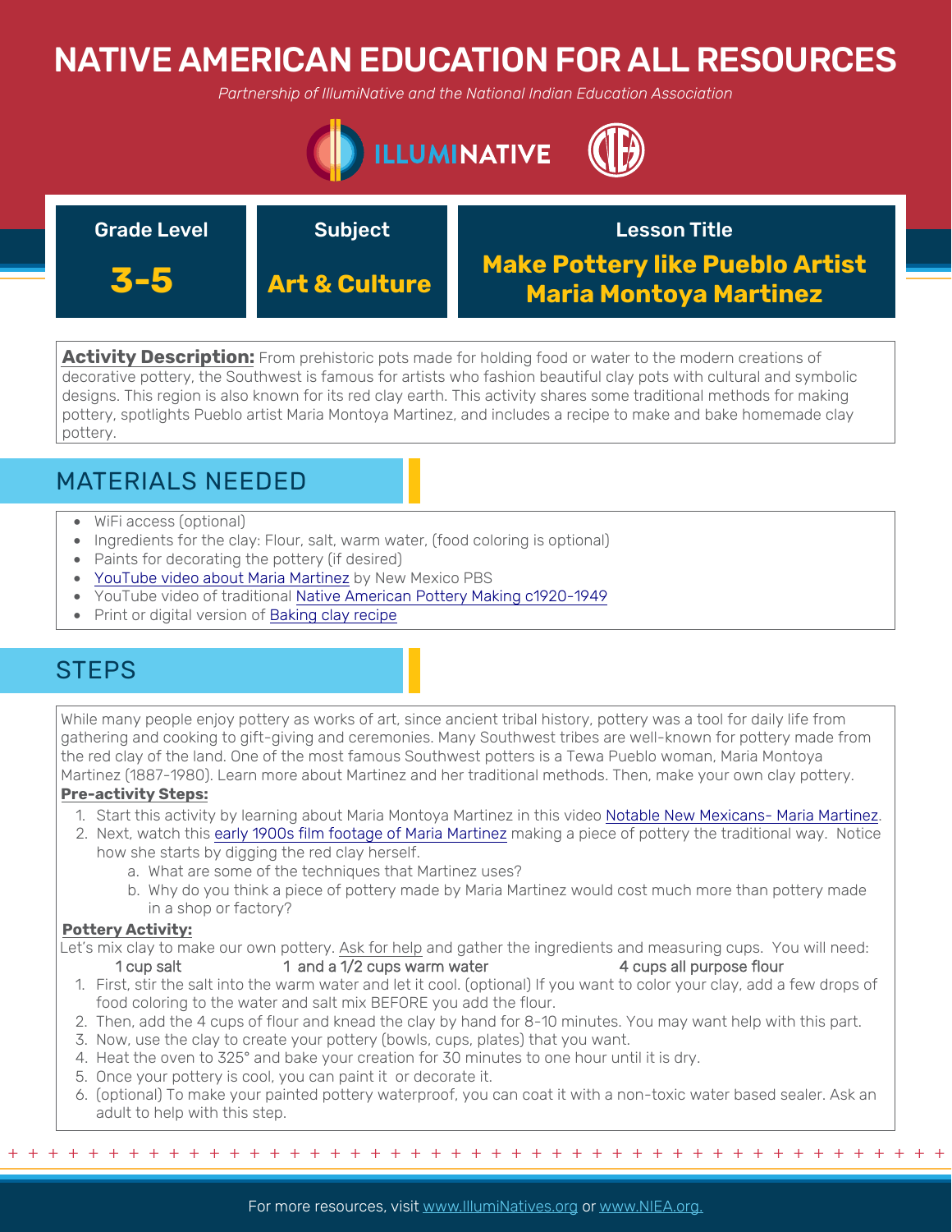# NATIVE AMERICAN EDUCATION FOR ALL RESOURCES

*Partnership of IllumiNative and the National Indian Education Association*

| Grade Level | Subject | Lesson Title |
|---|---|---|
| **3-5** | **Art & Culture** | **Make Pottery like Pueblo Artist Maria Montoya Martinez** |

**Activity Description:** From prehistoric pots made for holding food or water to the modern creations of decorative pottery, the Southwest is famous for artists who fashion beautiful clay pots with cultural and symbolic designs. This region is also known for its red clay earth. This activity shares some traditional methods for making pottery, spotlights Pueblo artist Maria Montoya Martinez, and includes a recipe to make and bake homemade clay pottery.

## MATERIALS NEEDED

- WiFi access (optional)
- Ingredients for the clay: Flour, salt, warm water, (food coloring is optional)
- Paints for decorating the pottery (if desired)
- YouTube video about Maria Martinez by New Mexico PBS
- YouTube video of traditional Native American Pottery Making c1920-1949
- Print or digital version of Baking clay recipe

## STEPS

While many people enjoy pottery as works of art, since ancient tribal history, pottery was a tool for daily life from gathering and cooking to gift-giving and ceremonies. Many Southwest tribes are well-known for pottery made from the red clay of the land. One of the most famous Southwest potters is a Tewa Pueblo woman, Maria Montoya Martinez (1887-1980). Learn more about Martinez and her traditional methods. Then, make your own clay pottery.

**Pre-activity Steps:**

1. Start this activity by learning about Maria Montoya Martinez in this video Notable New Mexicans- Maria Martinez.
2. Next, watch this early 1900s film footage of Maria Martinez making a piece of pottery the traditional way. Notice how she starts by digging the red clay herself.
   a. What are some of the techniques that Martinez uses?
   b. Why do you think a piece of pottery made by Maria Martinez would cost much more than pottery made in a shop or factory?

**Pottery Activity:**

Let's mix clay to make our own pottery. Ask for help and gather the ingredients and measuring cups. You will need:

1 cup salt — 1 and a 1/2 cups warm water — 4 cups all purpose flour

1. First, stir the salt into the warm water and let it cool. (optional) If you want to color your clay, add a few drops of food coloring to the water and salt mix BEFORE you add the flour.
2. Then, add the 4 cups of flour and knead the clay by hand for 8-10 minutes. You may want help with this part.
3. Now, use the clay to create your pottery (bowls, cups, plates) that you want.
4. Heat the oven to 325° and bake your creation for 30 minutes to one hour until it is dry.
5. Once your pottery is cool, you can paint it or decorate it.
6. (optional) To make your painted pottery waterproof, you can coat it with a non-toxic water based sealer. Ask an adult to help with this step.

For more resources, visit www.IllumiNatives.org or www.NIEA.org.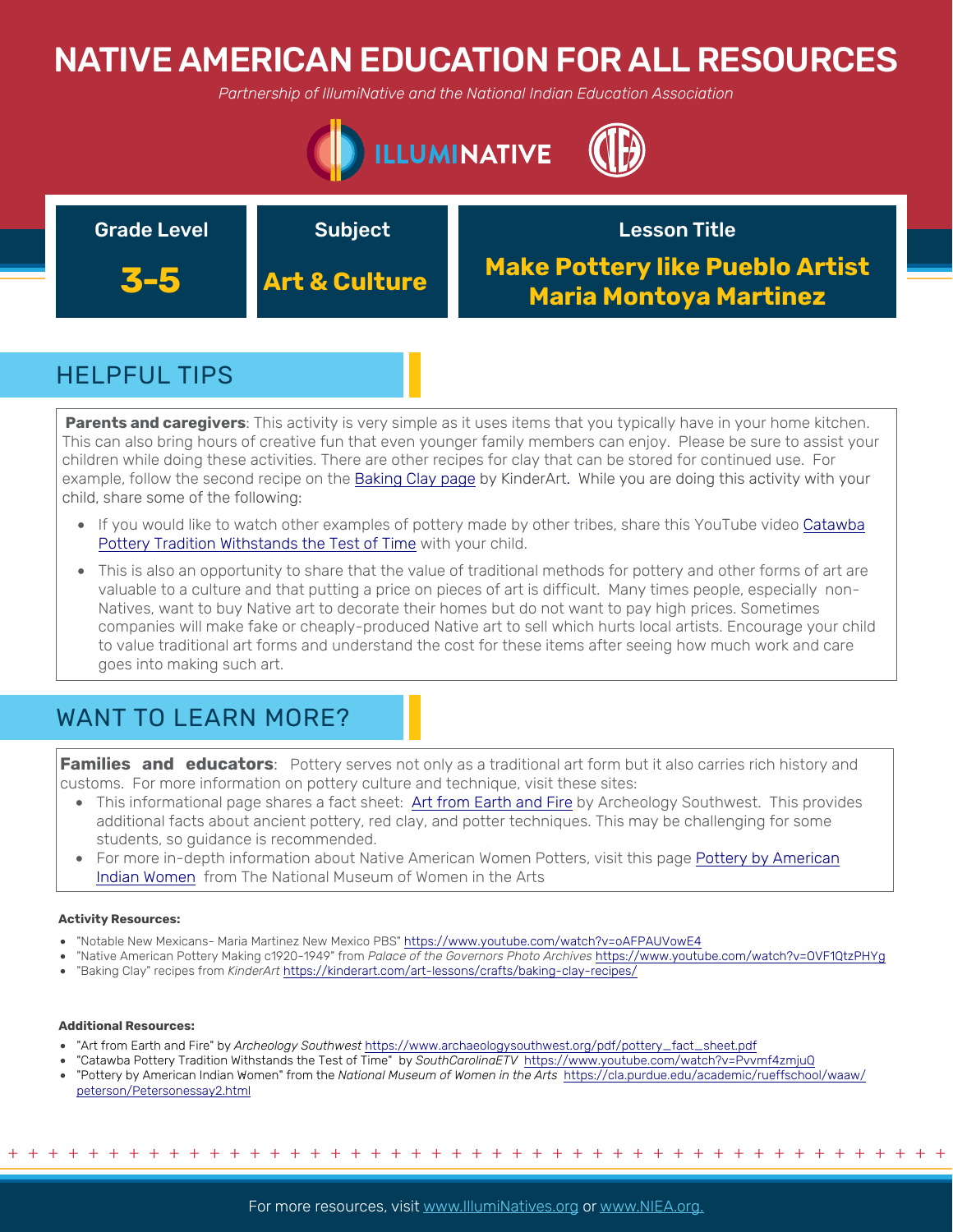# NATIVE AMERICAN EDUCATION FOR ALL RESOURCES

*Partnership of IllumiNative and the National Indian Education Association*

| Grade Level | Subject | Lesson Title |
|---|---|---|
| **3-5** | **Art & Culture** | **Make Pottery like Pueblo Artist Maria Montoya Martinez** |

## HELPFUL TIPS

**Parents and caregivers**: This activity is very simple as it uses items that you typically have in your home kitchen. This can also bring hours of creative fun that even younger family members can enjoy. Please be sure to assist your children while doing these activities. There are other recipes for clay that can be stored for continued use. For example, follow the second recipe on the Baking Clay page by KinderArt. While you are doing this activity with your child, share some of the following:

- If you would like to watch other examples of pottery made by other tribes, share this YouTube video Catawba Pottery Tradition Withstands the Test of Time with your child.
- This is also an opportunity to share that the value of traditional methods for pottery and other forms of art are valuable to a culture and that putting a price on pieces of art is difficult. Many times people, especially non-Natives, want to buy Native art to decorate their homes but do not want to pay high prices. Sometimes companies will make fake or cheaply-produced Native art to sell which hurts local artists. Encourage your child to value traditional art forms and understand the cost for these items after seeing how much work and care goes into making such art.

## WANT TO LEARN MORE?

**Families and educators**: Pottery serves not only as a traditional art form but it also carries rich history and customs. For more information on pottery culture and technique, visit these sites:

- This informational page shares a fact sheet: Art from Earth and Fire by Archeology Southwest. This provides additional facts about ancient pottery, red clay, and potter techniques. This may be challenging for some students, so guidance is recommended.
- For more in-depth information about Native American Women Potters, visit this page Pottery by American Indian Women from The National Museum of Women in the Arts

**Activity Resources:**

- "Notable New Mexicans- Maria Martinez New Mexico PBS" https://www.youtube.com/watch?v=oAFPAUVowE4
- "Native American Pottery Making c1920-1949" from *Palace of the Governors Photo Archives* https://www.youtube.com/watch?v=OVF1QtzPHYg
- "Baking Clay" recipes from *KinderArt* https://kinderart.com/art-lessons/crafts/baking-clay-recipes/

**Additional Resources:**

- "Art from Earth and Fire" by *Archeology Southwest* https://www.archaeologysouthwest.org/pdf/pottery_fact_sheet.pdf
- "Catawba Pottery Tradition Withstands the Test of Time" by *SouthCarolinaETV* https://www.youtube.com/watch?v=Pvvmf4zmjuQ
- "Pottery by American Indian Women" from the *National Museum of Women in the Arts* https://cla.purdue.edu/academic/rueffschool/waaw/peterson/Petersonessay2.html

For more resources, visit www.IllumiNatives.org or www.NIEA.org.